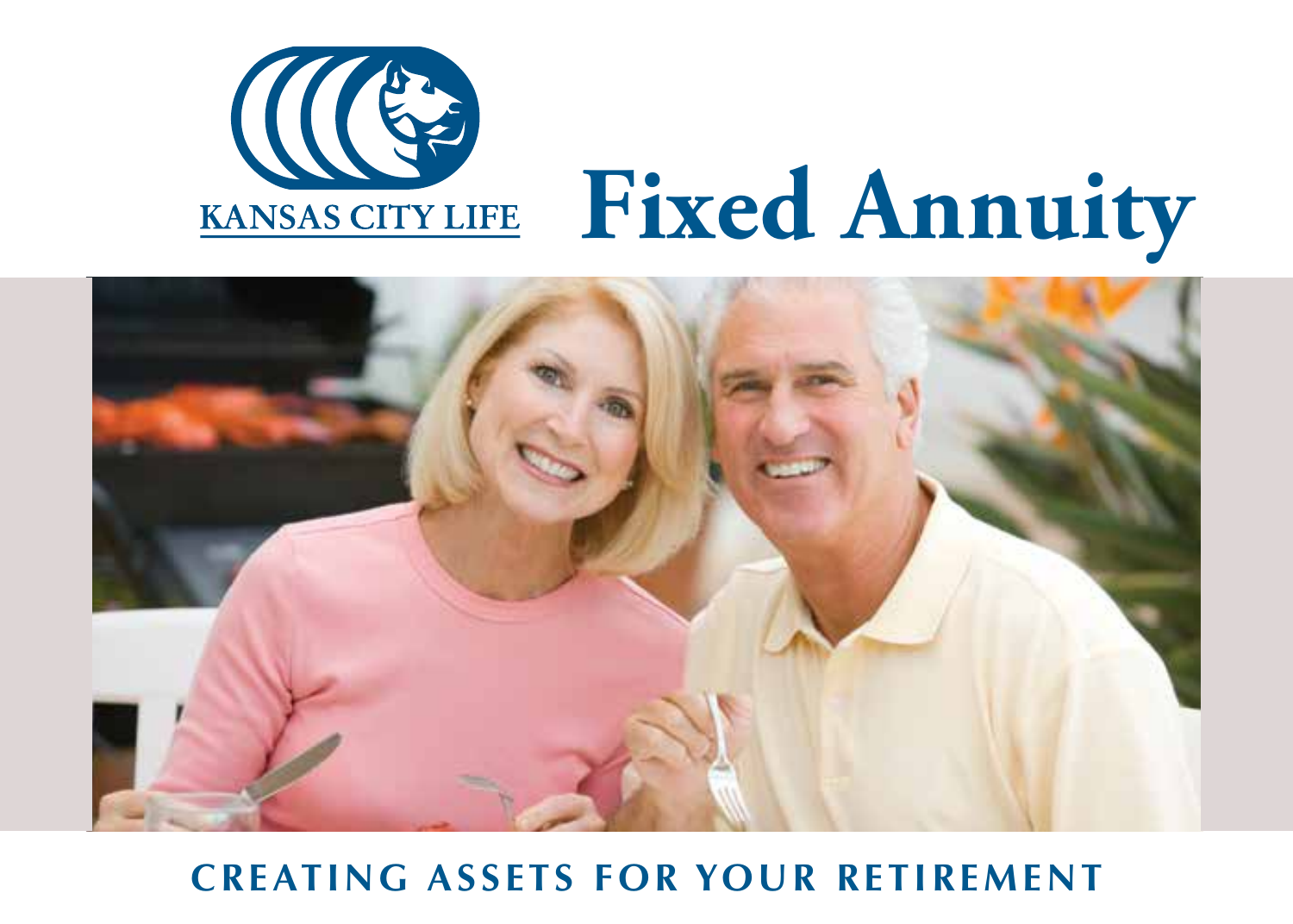KANSAS CITY LIFE

# Fixed Annuity

## CREATING ASSETS FOR YOUR RETIREMENT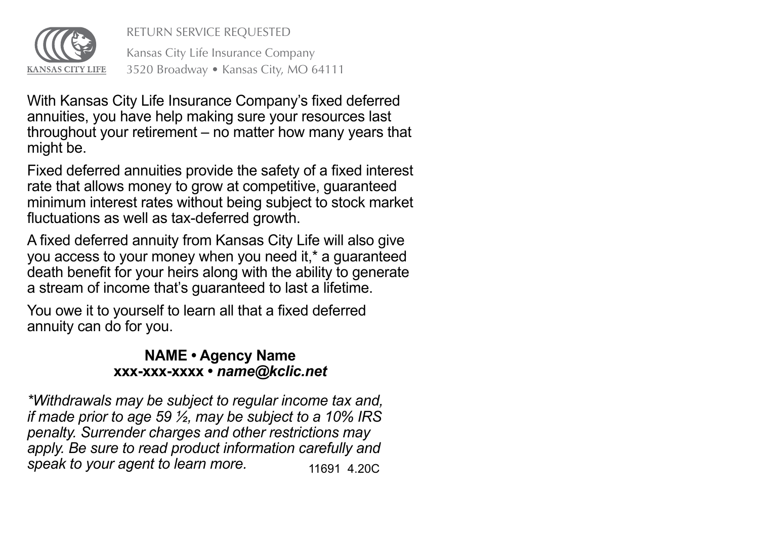KANSAS CITY LIFE

RETURN SERVICE REQUESTED

Kansas City Life Insurance Company
3520 Broadway • Kansas City, MO 64111

With Kansas City Life Insurance Company's fixed deferred annuities, you have help making sure your resources last throughout your retirement – no matter how many years that might be.

Fixed deferred annuities provide the safety of a fixed interest rate that allows money to grow at competitive, guaranteed minimum interest rates without being subject to stock market fluctuations as well as tax-deferred growth.

A fixed deferred annuity from Kansas City Life will also give you access to your money when you need it,* a guaranteed death benefit for your heirs along with the ability to generate a stream of income that's guaranteed to last a lifetime.

You owe it to yourself to learn all that a fixed deferred annuity can do for you.

**NAME • Agency Name**
**xxx-xxx-xxxx •** ***name@kclic.net***

*\*Withdrawals may be subject to regular income tax and, if made prior to age 59 ½, may be subject to a 10% IRS penalty. Surrender charges and other restrictions may apply. Be sure to read product information carefully and speak to your agent to learn more.*

11691 4.20C